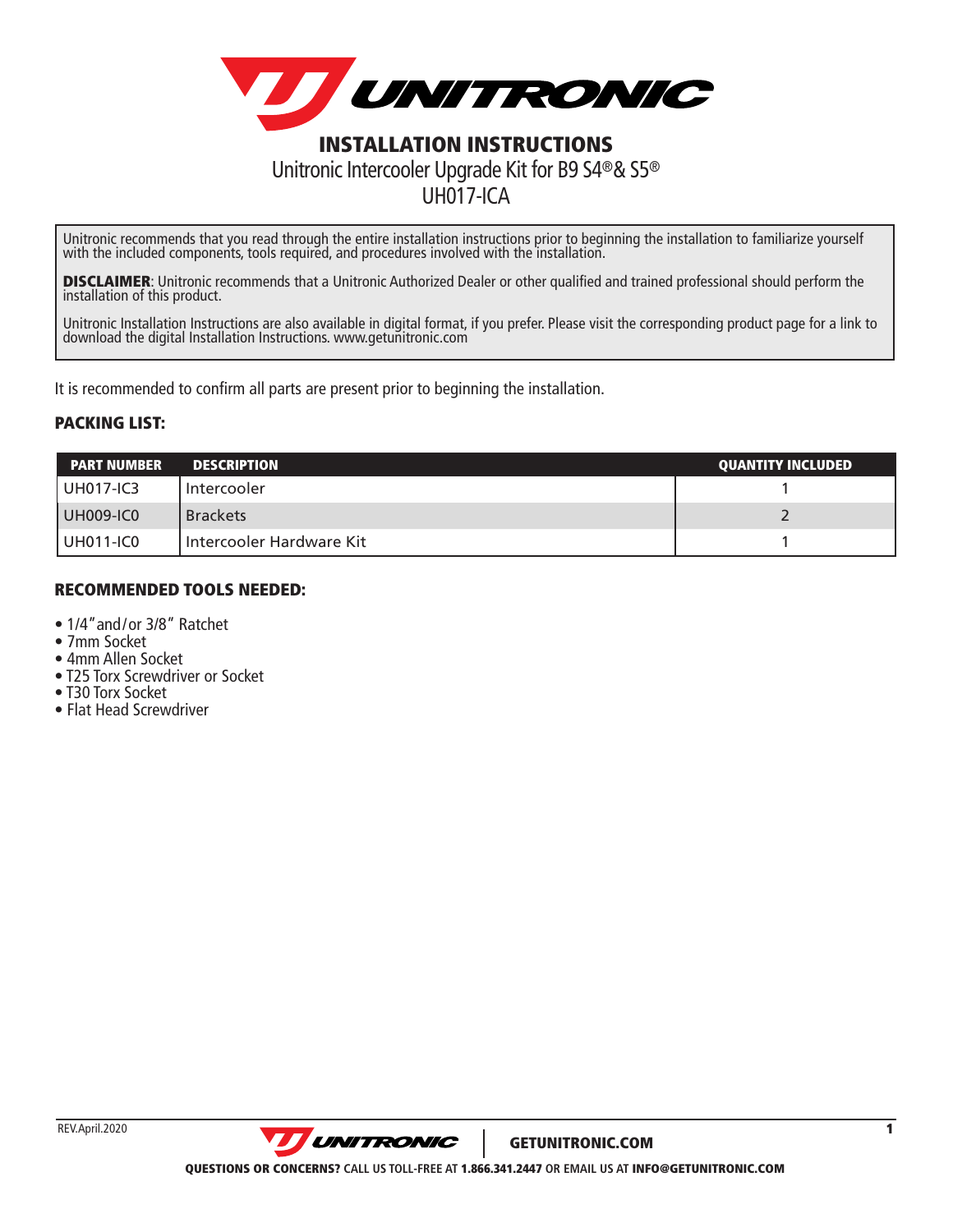# INSTALLATION INSTRUCTIONS

Unitronic Intercooler Upgrade Kit for B9 S4®& S5®

UH017-ICA

Unitronic recommends that you read through the entire installation instructions prior to beginning the installation to familiarize yourself with the included components, tools required, and procedures involved with the installation.

**DISCLAIMER**: Unitronic recommends that a Unitronic Authorized Dealer or other qualified and trained professional should perform the installation of this product.

Unitronic Installation Instructions are also available in digital format, if you prefer. Please visit the corresponding product page for a link to download the digital Installation Instructions. www.getunitronic.com

It is recommended to confirm all parts are present prior to beginning the installation.

## PACKING LIST:

| PART NUMBER | DESCRIPTION | QUANTITY INCLUDED |
|---|---|---|
| UH017-IC3 | Intercooler | 1 |
| UH009-IC0 | Brackets | 2 |
| UH011-IC0 | Intercooler Hardware Kit | 1 |

## RECOMMENDED TOOLS NEEDED:

- 1/4" and/or 3/8" Ratchet
- 7mm Socket
- 4mm Allen Socket
- T25 Torx Screwdriver or Socket
- T30 Torx Socket
- Flat Head Screwdriver

REV.April.2020

**QUESTIONS OR CONCERNS?** CALL US TOLL-FREE AT **1.866.341.2447** OR EMAIL US AT **INFO@GETUNITRONIC.COM**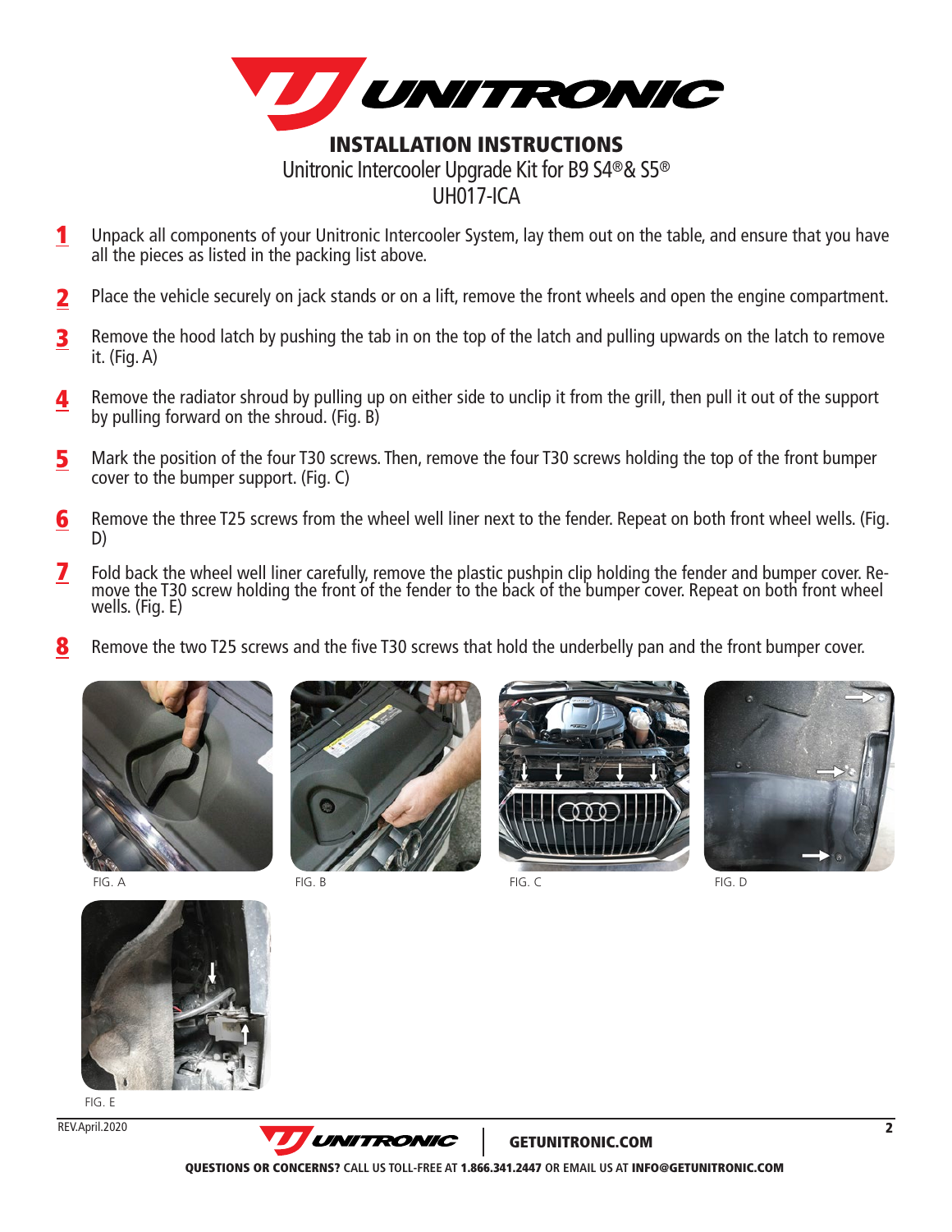# INSTALLATION INSTRUCTIONS

Unitronic Intercooler Upgrade Kit for B9 S4®& S5®

UH017-ICA

1. Unpack all components of your Unitronic Intercooler System, lay them out on the table, and ensure that you have all the pieces as listed in the packing list above.
2. Place the vehicle securely on jack stands or on a lift, remove the front wheels and open the engine compartment.
3. Remove the hood latch by pushing the tab in on the top of the latch and pulling upwards on the latch to remove it. (Fig. A)
4. Remove the radiator shroud by pulling up on either side to unclip it from the grill, then pull it out of the support by pulling forward on the shroud. (Fig. B)
5. Mark the position of the four T30 screws. Then, remove the four T30 screws holding the top of the front bumper cover to the bumper support. (Fig. C)
6. Remove the three T25 screws from the wheel well liner next to the fender. Repeat on both front wheel wells. (Fig. D)
7. Fold back the wheel well liner carefully, remove the plastic pushpin clip holding the fender and bumper cover. Remove the T30 screw holding the front of the fender to the back of the bumper cover. Repeat on both front wheel wells. (Fig. E)
8. Remove the two T25 screws and the five T30 screws that hold the underbelly pan and the front bumper cover.

FIG. A

FIG. B

FIG. C

FIG. D

FIG. E

REV.April.2020

GETUNITRONIC.COM

**QUESTIONS OR CONCERNS?** CALL US TOLL-FREE AT **1.866.341.2447** OR EMAIL US AT **INFO@GETUNITRONIC.COM**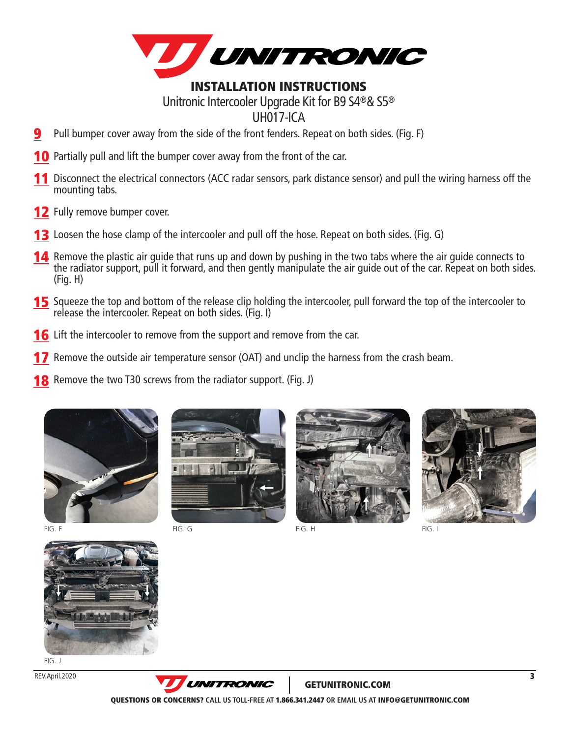# INSTALLATION INSTRUCTIONS

Unitronic Intercooler Upgrade Kit for B9 S4®& S5®

UH017-ICA

**9** Pull bumper cover away from the side of the front fenders. Repeat on both sides. (Fig. F)

**10** Partially pull and lift the bumper cover away from the front of the car.

**11** Disconnect the electrical connectors (ACC radar sensors, park distance sensor) and pull the wiring harness off the mounting tabs.

**12** Fully remove bumper cover.

**13** Loosen the hose clamp of the intercooler and pull off the hose. Repeat on both sides. (Fig. G)

**14** Remove the plastic air guide that runs up and down by pushing in the two tabs where the air guide connects to the radiator support, pull it forward, and then gently manipulate the air guide out of the car. Repeat on both sides. (Fig. H)

**15** Squeeze the top and bottom of the release clip holding the intercooler, pull forward the top of the intercooler to release the intercooler. Repeat on both sides. (Fig. I)

**16** Lift the intercooler to remove from the support and remove from the car.

**17** Remove the outside air temperature sensor (OAT) and unclip the harness from the crash beam.

**18** Remove the two T30 screws from the radiator support. (Fig. J)

FIG. F

FIG. G

FIG. H

FIG. I

FIG. J

REV.April.2020

GETUNITRONIC.COM

**QUESTIONS OR CONCERNS?** CALL US TOLL-FREE AT **1.866.341.2447** OR EMAIL US AT **INFO@GETUNITRONIC.COM**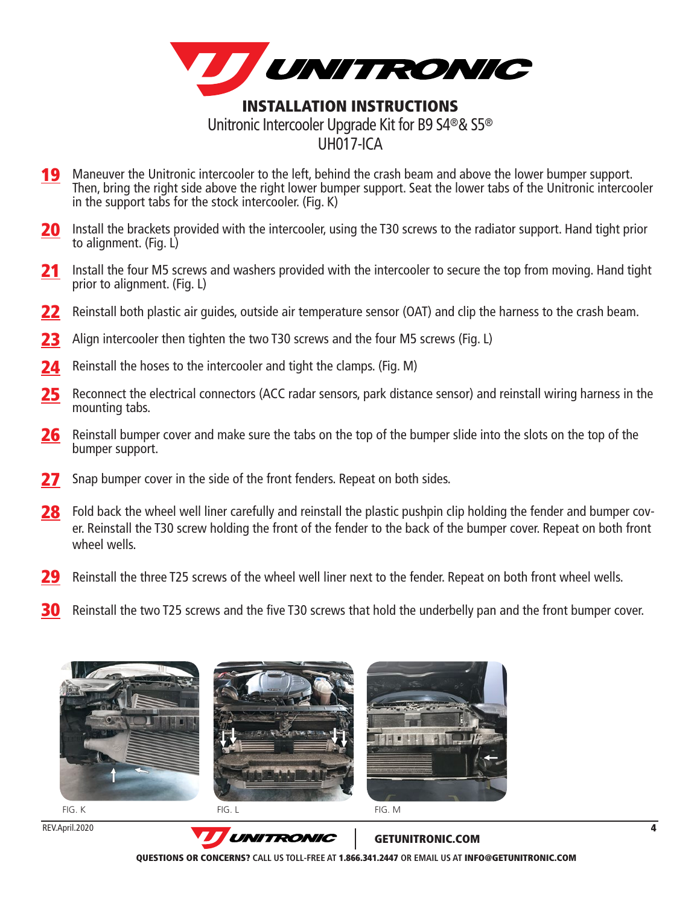# INSTALLATION INSTRUCTIONS

Unitronic Intercooler Upgrade Kit for B9 S4®& S5®

UH017-ICA

19. Maneuver the Unitronic intercooler to the left, behind the crash beam and above the lower bumper support. Then, bring the right side above the right lower bumper support. Seat the lower tabs of the Unitronic intercooler in the support tabs for the stock intercooler. (Fig. K)
20. Install the brackets provided with the intercooler, using the T30 screws to the radiator support. Hand tight prior to alignment. (Fig. L)
21. Install the four M5 screws and washers provided with the intercooler to secure the top from moving. Hand tight prior to alignment. (Fig. L)
22. Reinstall both plastic air guides, outside air temperature sensor (OAT) and clip the harness to the crash beam.
23. Align intercooler then tighten the two T30 screws and the four M5 screws (Fig. L)
24. Reinstall the hoses to the intercooler and tight the clamps. (Fig. M)
25. Reconnect the electrical connectors (ACC radar sensors, park distance sensor) and reinstall wiring harness in the mounting tabs.
26. Reinstall bumper cover and make sure the tabs on the top of the bumper slide into the slots on the top of the bumper support.
27. Snap bumper cover in the side of the front fenders. Repeat on both sides.
28. Fold back the wheel well liner carefully and reinstall the plastic pushpin clip holding the fender and bumper cover. Reinstall the T30 screw holding the front of the fender to the back of the bumper cover. Repeat on both front wheel wells.
29. Reinstall the three T25 screws of the wheel well liner next to the fender. Repeat on both front wheel wells.
30. Reinstall the two T25 screws and the five T30 screws that hold the underbelly pan and the front bumper cover.

FIG. K

FIG. L

FIG. M

REV.April.2020

GETUNITRONIC.COM

**QUESTIONS OR CONCERNS?** CALL US TOLL-FREE AT **1.866.341.2447** OR EMAIL US AT **INFO@GETUNITRONIC.COM**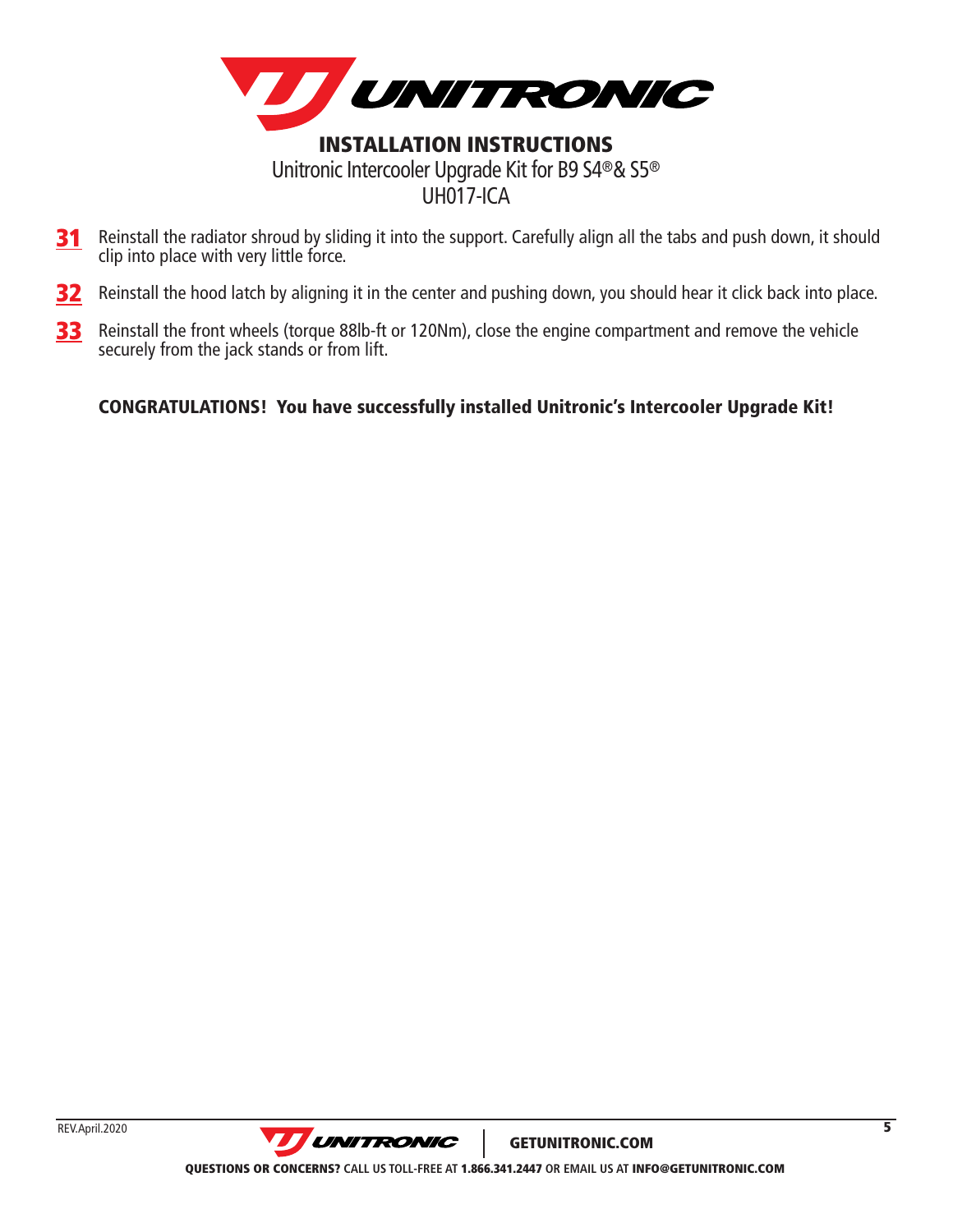## INSTALLATION INSTRUCTIONS

Unitronic Intercooler Upgrade Kit for B9 S4®& S5®

UH017-ICA

**31** Reinstall the radiator shroud by sliding it into the support. Carefully align all the tabs and push down, it should clip into place with very little force.

**32** Reinstall the hood latch by aligning it in the center and pushing down, you should hear it click back into place.

**33** Reinstall the front wheels (torque 88lb-ft or 120Nm), close the engine compartment and remove the vehicle securely from the jack stands or from lift.

**CONGRATULATIONS! You have successfully installed Unitronic's Intercooler Upgrade Kit!**